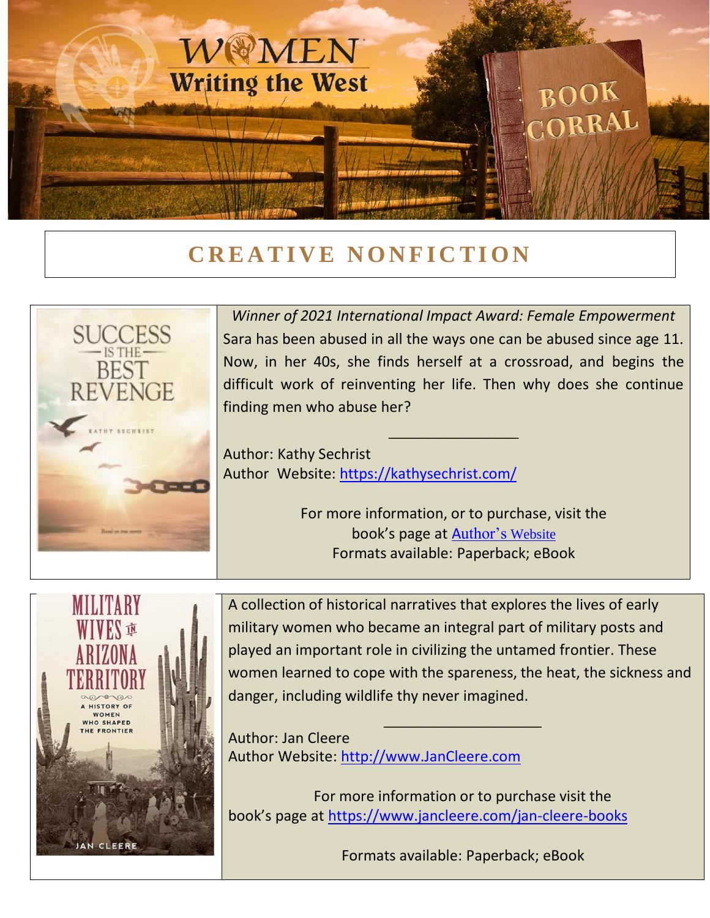# WOMEN Writing the West

## BOOK CORRAL

## CREATIVE NONFICTION

*Winner of 2021 International Impact Award: Female Empowerment*

Sara has been abused in all the ways one can be abused since age 11. Now, in her 40s, she finds herself at a crossroad, and begins the difficult work of reinventing her life. Then why does she continue finding men who abuse her?

---

Author: Kathy Sechrist

Author Website: https://kathysechrist.com/

For more information, or to purchase, visit the book's page at Author's Website

Formats available: Paperback; eBook

A collection of historical narratives that explores the lives of early military women who became an integral part of military posts and played an important role in civilizing the untamed frontier. These women learned to cope with the spareness, the heat, the sickness and danger, including wildlife thy never imagined.

---

Author: Jan Cleere

Author Website: http://www.JanCleere.com

For more information or to purchase visit the book's page at https://www.jancleere.com/jan-cleere-books

Formats available: Paperback; eBook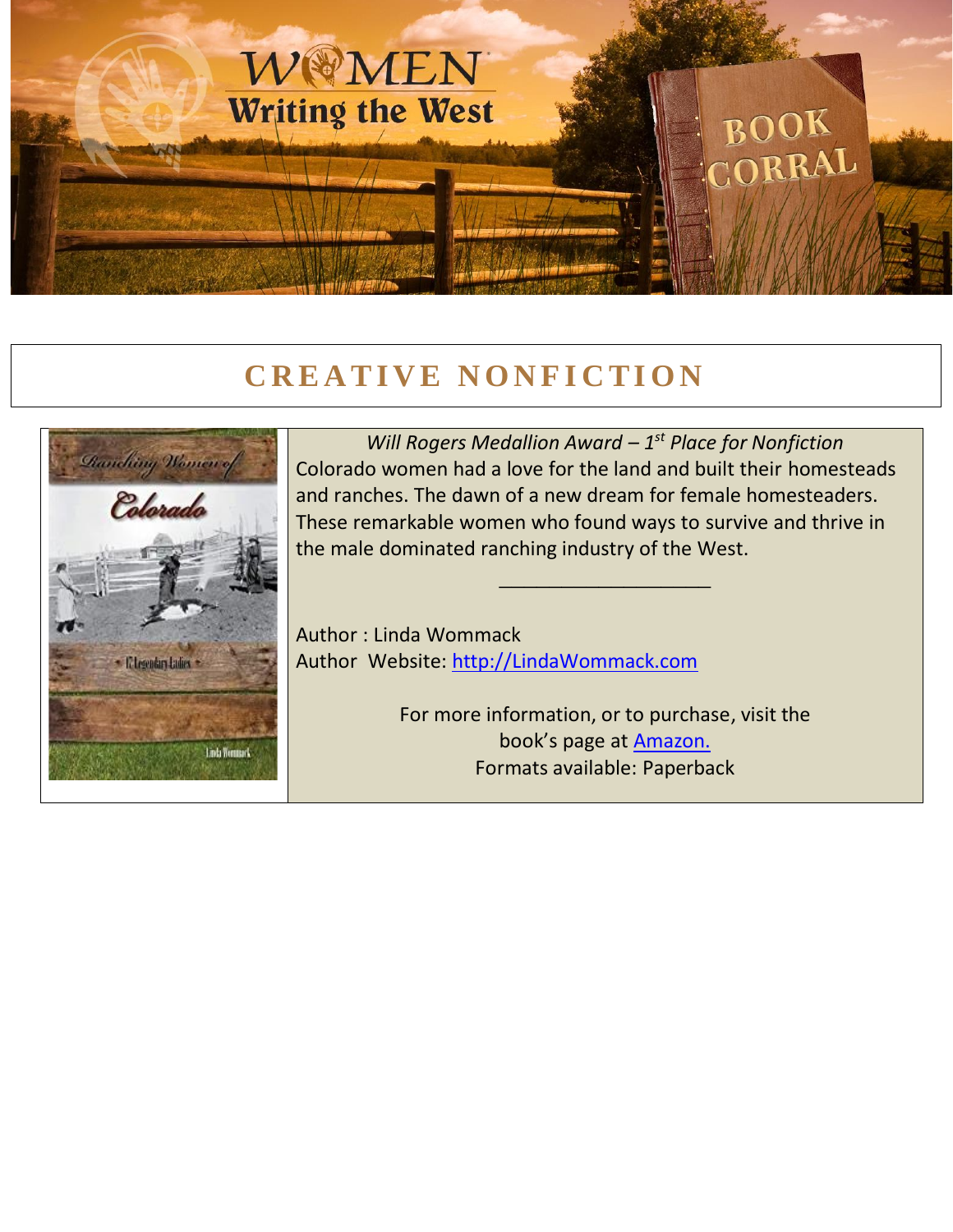# CREATIVE NONFICTION

*Will Rogers Medallion Award – 1st Place for Nonfiction*

Colorado women had a love for the land and built their homesteads and ranches. The dawn of a new dream for female homesteaders. These remarkable women who found ways to survive and thrive in the male dominated ranching industry of the West.

---

Author : Linda Wommack

Author Website: [http://LindaWommack.com](http://LindaWommack.com)

For more information, or to purchase, visit the book's page at Amazon.

Formats available: Paperback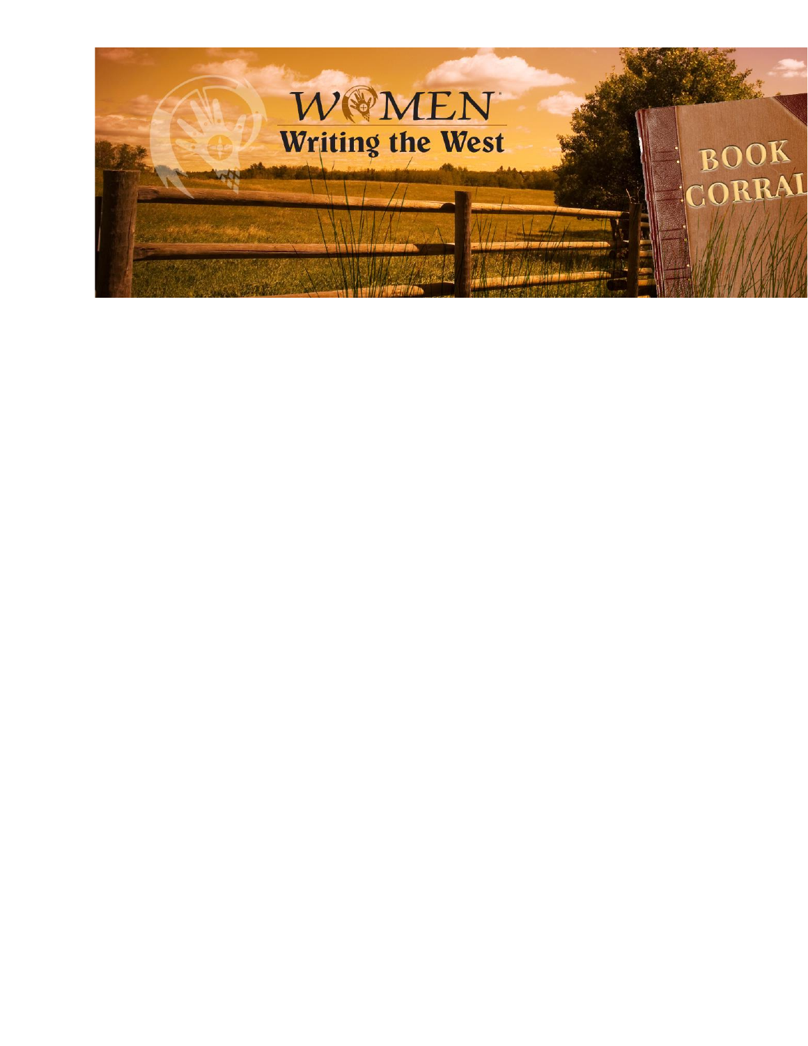WOMEN

Writing the West

BOOK CORRAL